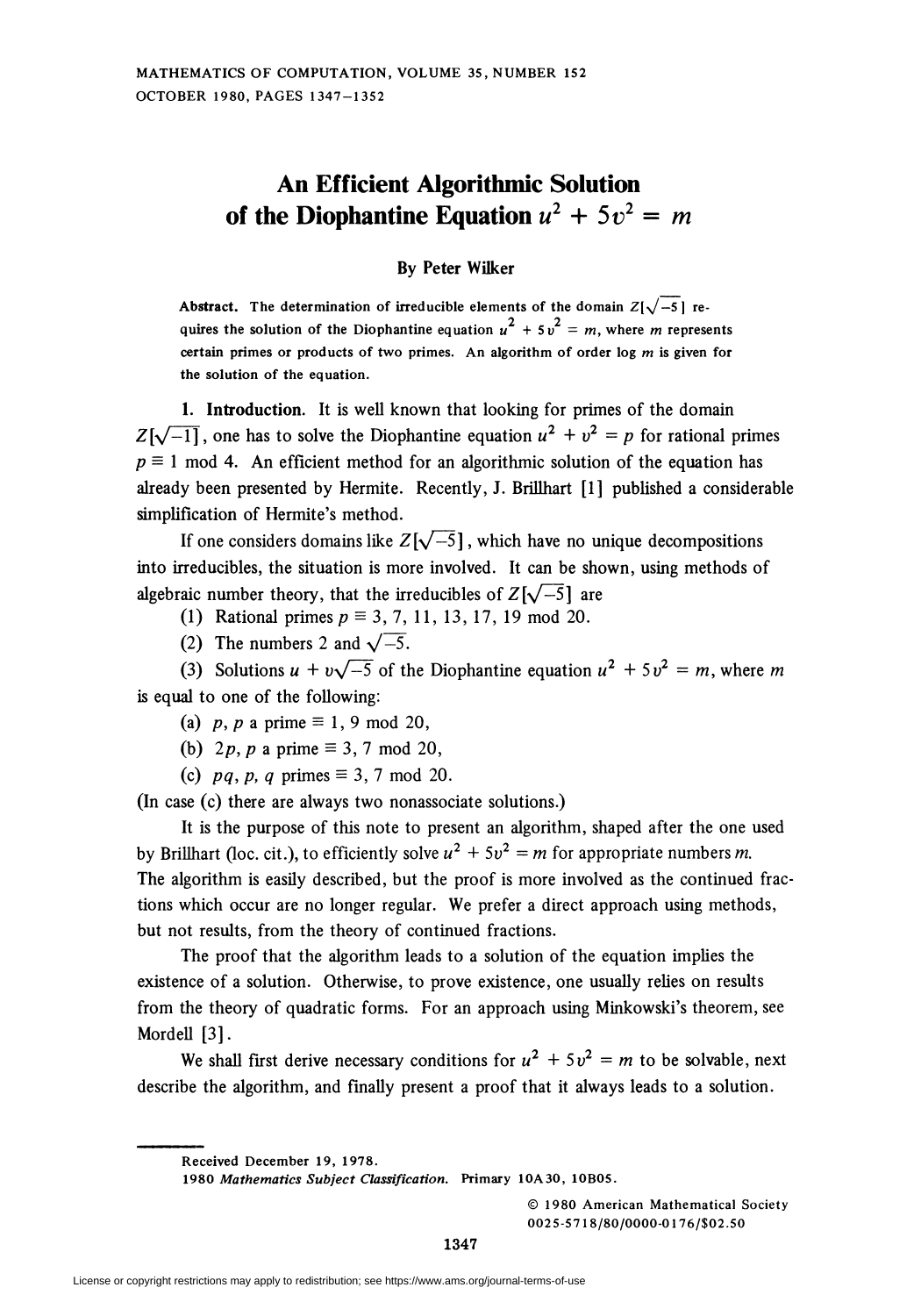# An Efficient Algorithmic Solution of the Diophantine Equation $u^2 + 5v^2 = m$

**By Peter Wilker**

**Abstract.** The determination of irreducible elements of the domain $Z[\sqrt{-5}]$ requires the solution of the Diophantine equation $u^2 + 5v^2 = m$, where $m$ represents certain primes or products of two primes. An algorithm of order $\log m$ is given for the solution of the equation.

**1. Introduction.** It is well known that looking for primes of the domain $Z[\sqrt{-1}]$, one has to solve the Diophantine equation $u^2 + v^2 = p$ for rational primes $p \equiv 1 \bmod 4$. An efficient method for an algorithmic solution of the equation has already been presented by Hermite. Recently, J. Brillhart [1] published a considerable simplification of Hermite's method.

If one considers domains like $Z[\sqrt{-5}]$, which have no unique decompositions into irreducibles, the situation is more involved. It can be shown, using methods of algebraic number theory, that the irreducibles of $Z[\sqrt{-5}]$ are

(1) Rational primes $p \equiv 3, 7, 11, 13, 17, 19 \bmod 20$.

(2) The numbers 2 and $\sqrt{-5}$.

(3) Solutions $u + v\sqrt{-5}$ of the Diophantine equation $u^2 + 5v^2 = m$, where $m$ is equal to one of the following:

(a) $p$, $p$ a prime $\equiv 1, 9 \bmod 20$,

(b) $2p$, $p$ a prime $\equiv 3, 7 \bmod 20$,

(c) $pq$, $p$, $q$ primes $\equiv 3, 7 \bmod 20$.

(In case (c) there are always two nonassociate solutions.)

It is the purpose of this note to present an algorithm, shaped after the one used by Brillhart (loc. cit.), to efficiently solve $u^2 + 5v^2 = m$ for appropriate numbers $m$. The algorithm is easily described, but the proof is more involved as the continued fractions which occur are no longer regular. We prefer a direct approach using methods, but not results, from the theory of continued fractions.

The proof that the algorithm leads to a solution of the equation implies the existence of a solution. Otherwise, to prove existence, one usually relies on results from the theory of quadratic forms. For an approach using Minkowski's theorem, see Mordell [3].

We shall first derive necessary conditions for $u^2 + 5v^2 = m$ to be solvable, next describe the algorithm, and finally present a proof that it always leads to a solution.

Received December 19, 1978.

1980 *Mathematics Subject Classification*. Primary 10A30, 10B05.

© 1980 American Mathematical Society
0025-5718/80/0000-0176/$02.50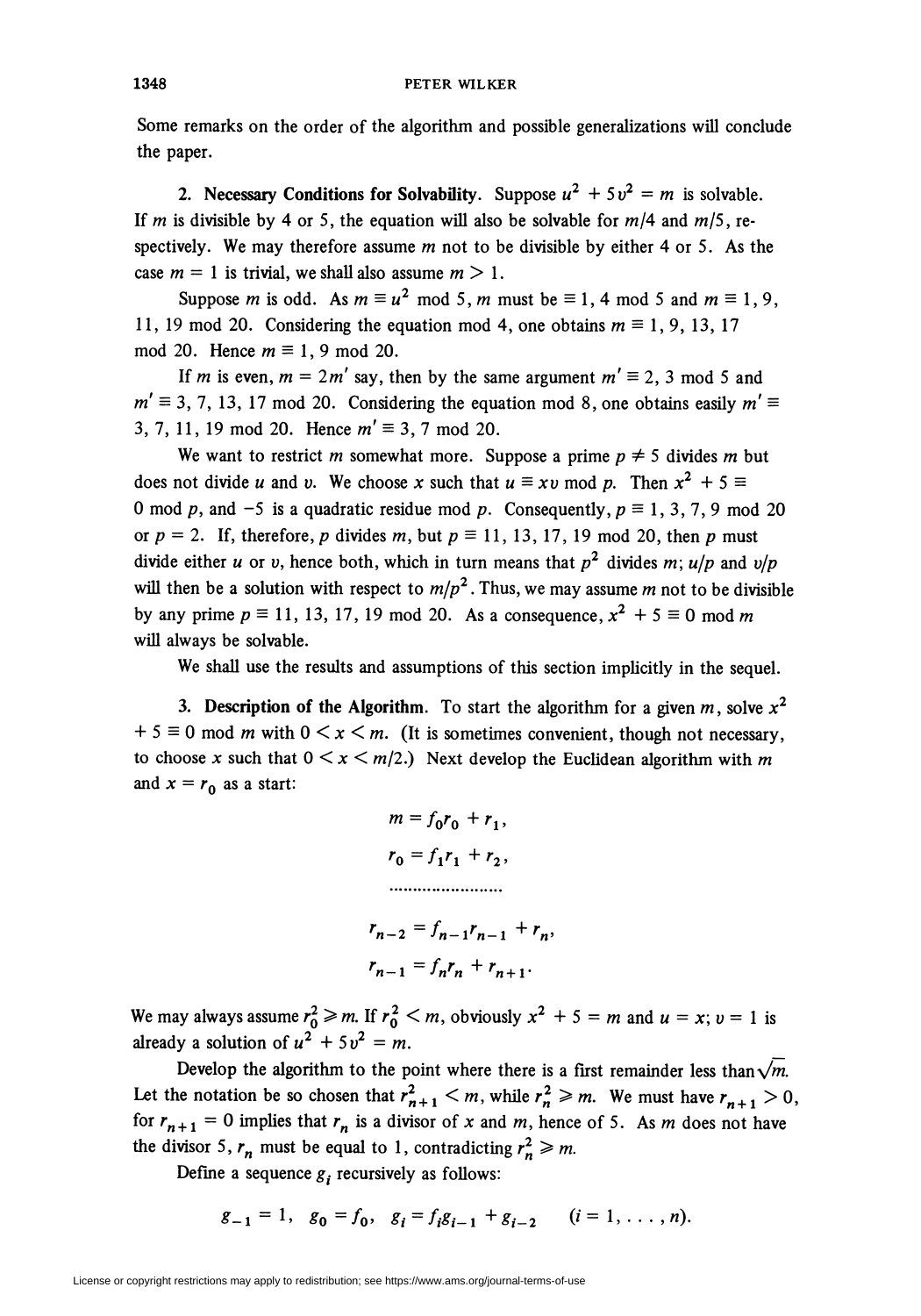Some remarks on the order of the algorithm and possible generalizations will conclude the paper.

**2. Necessary Conditions for Solvability.** Suppose $u^2 + 5v^2 = m$ is solvable. If $m$ is divisible by 4 or 5, the equation will also be solvable for $m/4$ and $m/5$, respectively. We may therefore assume $m$ not to be divisible by either 4 or 5. As the case $m = 1$ is trivial, we shall also assume $m > 1$.

Suppose $m$ is odd. As $m \equiv u^2 \bmod 5$, $m$ must be $\equiv 1, 4 \bmod 5$ and $m \equiv 1, 9, 11, 19 \bmod 20$. Considering the equation mod 4, one obtains $m \equiv 1, 9, 13, 17 \bmod 20$. Hence $m \equiv 1, 9 \bmod 20$.

If $m$ is even, $m = 2m'$ say, then by the same argument $m' \equiv 2, 3 \bmod 5$ and $m' \equiv 3, 7, 13, 17 \bmod 20$. Considering the equation mod 8, one obtains easily $m' \equiv 3, 7, 11, 19 \bmod 20$. Hence $m' \equiv 3, 7 \bmod 20$.

We want to restrict $m$ somewhat more. Suppose a prime $p \neq 5$ divides $m$ but does not divide $u$ and $v$. We choose $x$ such that $u \equiv xv \bmod p$. Then $x^2 + 5 \equiv 0 \bmod p$, and $-5$ is a quadratic residue mod $p$. Consequently, $p \equiv 1, 3, 7, 9 \bmod 20$ or $p = 2$. If, therefore, $p$ divides $m$, but $p \equiv 11, 13, 17, 19 \bmod 20$, then $p$ must divide either $u$ or $v$, hence both, which in turn means that $p^2$ divides $m$; $u/p$ and $v/p$ will then be a solution with respect to $m/p^2$. Thus, we may assume $m$ not to be divisible by any prime $p \equiv 11, 13, 17, 19 \bmod 20$. As a consequence, $x^2 + 5 \equiv 0 \bmod m$ will always be solvable.

We shall use the results and assumptions of this section implicitly in the sequel.

**3. Description of the Algorithm.** To start the algorithm for a given $m$, solve $x^2 + 5 \equiv 0 \bmod m$ with $0 < x < m$. (It is sometimes convenient, though not necessary, to choose $x$ such that $0 < x < m/2$.) Next develop the Euclidean algorithm with $m$ and $x = r_0$ as a start:

$$m = f_0 r_0 + r_1,$$

$$r_0 = f_1 r_1 + r_2,$$

$$\dots\dots\dots\dots\dots\dots$$

$$r_{n-2} = f_{n-1} r_{n-1} + r_n,$$

$$r_{n-1} = f_n r_n + r_{n+1}.$$

We may always assume $r_0^2 \geqslant m$. If $r_0^2 < m$, obviously $x^2 + 5 = m$ and $u = x$; $v = 1$ is already a solution of $u^2 + 5v^2 = m$.

Develop the algorithm to the point where there is a first remainder less than $\sqrt{m}$. Let the notation be so chosen that $r_{n+1}^2 < m$, while $r_n^2 \geqslant m$. We must have $r_{n+1} > 0$, for $r_{n+1} = 0$ implies that $r_n$ is a divisor of $x$ and $m$, hence of 5. As $m$ does not have the divisor 5, $r_n$ must be equal to 1, contradicting $r_n^2 \geqslant m$.

Define a sequence $g_i$ recursively as follows:

$$g_{-1} = 1, \quad g_0 = f_0, \quad g_i = f_i g_{i-1} + g_{i-2} \qquad (i = 1, \dots, n).$$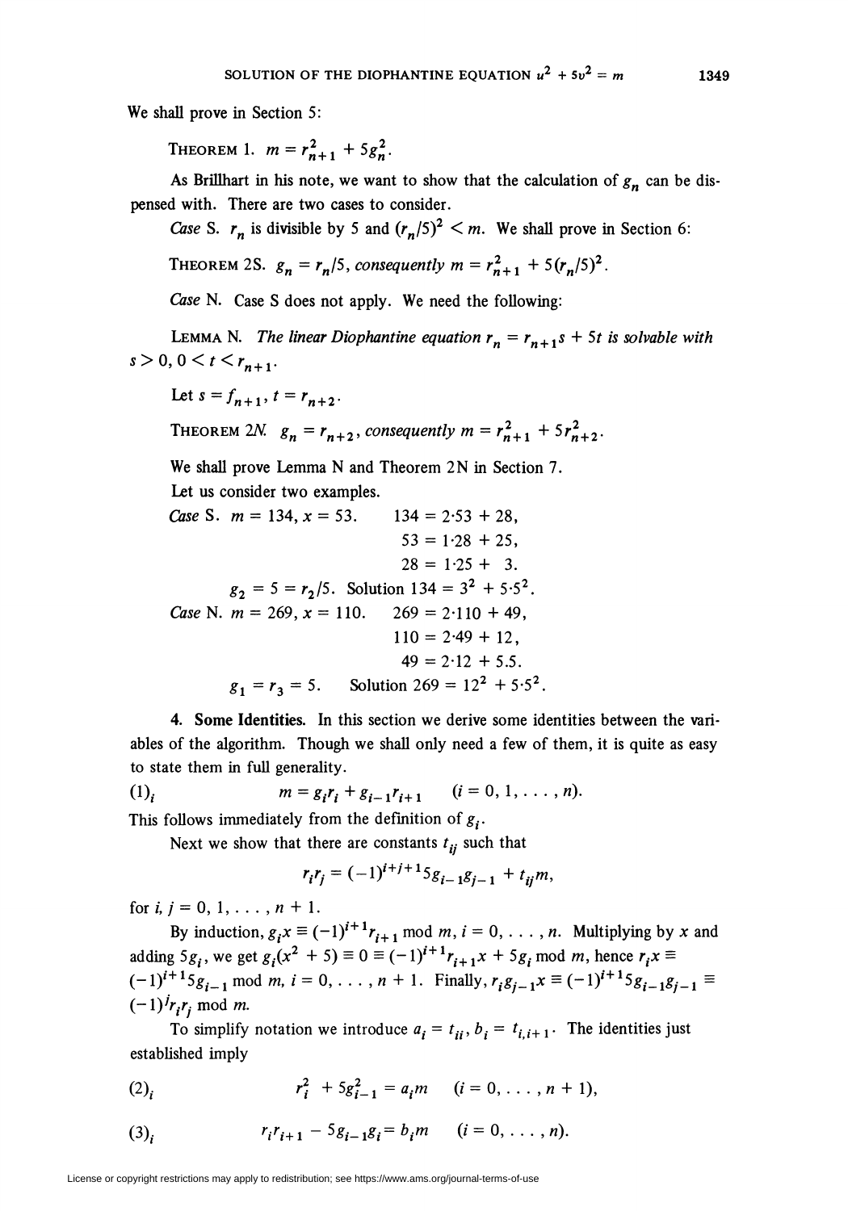We shall prove in Section 5:

THEOREM 1. $m = r_{n+1}^2 + 5g_n^2$.

As Brillhart in his note, we want to show that the calculation of $g_n$ can be dispensed with. There are two cases to consider.

*Case* S. $r_n$ is divisible by 5 and $(r_n/5)^2 < m$. We shall prove in Section 6:

THEOREM 2S. $g_n = r_n/5$, *consequently* $m = r_{n+1}^2 + 5(r_n/5)^2$.

*Case* N. Case S does not apply. We need the following:

LEMMA N. *The linear Diophantine equation* $r_n = r_{n+1}s + 5t$ *is solvable with* $s > 0$, $0 < t < r_{n+1}$.

Let $s = f_{n+1}$, $t = r_{n+2}$.

THEOREM 2N. $g_n = r_{n+2}$, *consequently* $m = r_{n+1}^2 + 5r_{n+2}^2$.

We shall prove Lemma N and Theorem 2N in Section 7.

Let us consider two examples.

*Case* S. $m = 134$, $x = 53$.

$$134 = 2\cdot 53 + 28,$$
$$53 = 1\cdot 28 + 25,$$
$$28 = 1\cdot 25 + 3.$$

$g_2 = 5 = r_2/5$. Solution $134 = 3^2 + 5\cdot 5^2$.

*Case* N. $m = 269$, $x = 110$.

$$269 = 2\cdot 110 + 49,$$
$$110 = 2\cdot 49 + 12,$$
$$49 = 2\cdot 12 + 5.5.$$

$g_1 = r_3 = 5$. Solution $269 = 12^2 + 5\cdot 5^2$.

**4. Some Identities.** In this section we derive some identities between the variables of the algorithm. Though we shall only need a few of them, it is quite as easy to state them in full generality.

$$(1)_i \qquad m = g_i r_i + g_{i-1}r_{i+1} \qquad (i = 0, 1, \ldots, n).$$

This follows immediately from the definition of $g_i$.

Next we show that there are constants $t_{ij}$ such that

$$r_i r_j = (-1)^{i+j+1}5g_{i-1}g_{j-1} + t_{ij}m,$$

for $i, j = 0, 1, \ldots, n + 1$.

By induction, $g_i x \equiv (-1)^{i+1}r_{i+1} \bmod m$, $i = 0, \ldots, n$. Multiplying by $x$ and adding $5g_i$, we get $g_i(x^2 + 5) \equiv 0 \equiv (-1)^{i+1}r_{i+1}x + 5g_i \bmod m$, hence $r_i x \equiv (-1)^{i+1}5g_{i-1} \bmod m$, $i = 0, \ldots, n + 1$. Finally, $r_i g_{j-1}x \equiv (-1)^{i+1}5g_{i-1}g_{j-1} \equiv (-1)^j r_i r_j \bmod m$.

To simplify notation we introduce $a_i = t_{ii}$, $b_i = t_{i,i+1}$. The identities just established imply

$$(2)_i \qquad r_i^2 + 5g_{i-1}^2 = a_i m \qquad (i = 0, \ldots, n + 1),$$

$$(3)_i \qquad r_i r_{i+1} - 5g_{i-1}g_i = b_i m \qquad (i = 0, \ldots, n).$$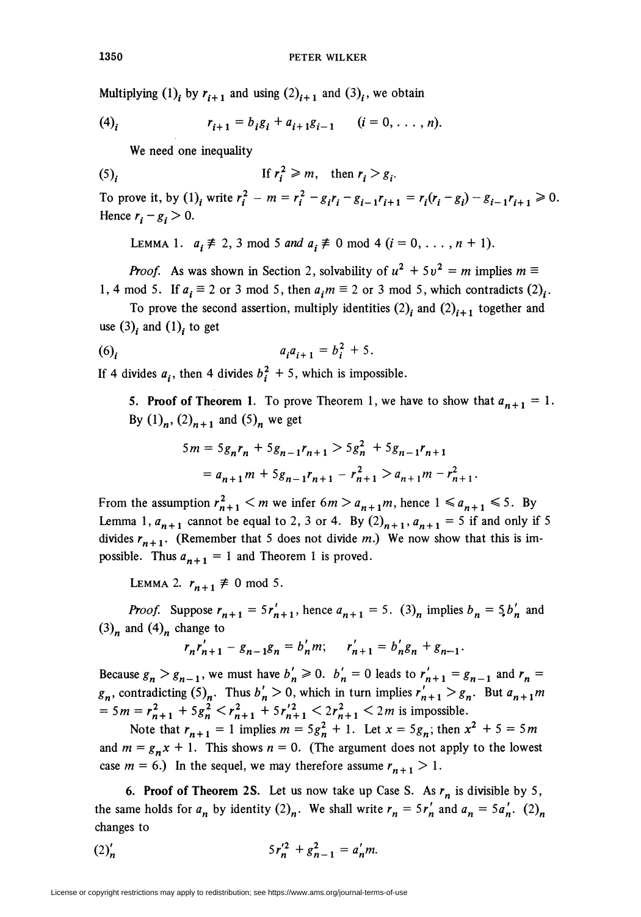Multiplying $(1)_i$ by $r_{i+1}$ and using $(2)_{i+1}$ and $(3)_i$, we obtain

$$(4)_i \qquad r_{i+1} = b_i g_i + a_{i+1} g_{i-1} \qquad (i = 0, \ldots, n).$$

We need one inequality

$$(5)_i \qquad \text{If } r_i^2 \geqslant m, \quad \text{then } r_i > g_i.$$

To prove it, by $(1)_i$ write $r_i^2 - m = r_i^2 - g_i r_i - g_{i-1} r_{i+1} = r_i(r_i - g_i) - g_{i-1} r_{i+1} \geqslant 0$. Hence $r_i - g_i > 0$.

LEMMA 1. *$a_i \not\equiv 2, 3 \bmod 5$ and $a_i \not\equiv 0 \bmod 4$ $(i = 0, \ldots, n+1)$.*

*Proof.* As was shown in Section 2, solvability of $u^2 + 5v^2 = m$ implies $m \equiv 1, 4 \bmod 5$. If $a_i \equiv 2$ or $3 \bmod 5$, then $a_i m \equiv 2$ or $3 \bmod 5$, which contradicts $(2)_i$.

To prove the second assertion, multiply identities $(2)_i$ and $(2)_{i+1}$ together and use $(3)_i$ and $(1)_i$ to get

$$(6)_i \qquad a_i a_{i+1} = b_i^2 + 5.$$

If 4 divides $a_i$, then 4 divides $b_i^2 + 5$, which is impossible.

**5. Proof of Theorem 1.** To prove Theorem 1, we have to show that $a_{n+1} = 1$. By $(1)_n$, $(2)_{n+1}$ and $(5)_n$ we get

$$\begin{aligned} 5m &= 5g_n r_n + 5g_{n-1} r_{n+1} > 5g_n^2 + 5g_{n-1} r_{n+1} \\ &= a_{n+1} m + 5g_{n-1} r_{n+1} - r_{n+1}^2 > a_{n+1} m - r_{n+1}^2. \end{aligned}$$

From the assumption $r_{n+1}^2 < m$ we infer $6m > a_{n+1} m$, hence $1 \leqslant a_{n+1} \leqslant 5$. By Lemma 1, $a_{n+1}$ cannot be equal to 2, 3 or 4. By $(2)_{n+1}$, $a_{n+1} = 5$ if and only if 5 divides $r_{n+1}$. (Remember that 5 does not divide $m$.) We now show that this is impossible. Thus $a_{n+1} = 1$ and Theorem 1 is proved.

LEMMA 2. *$r_{n+1} \not\equiv 0 \bmod 5$.*

*Proof.* Suppose $r_{n+1} = 5r'_{n+1}$, hence $a_{n+1} = 5$. $(3)_n$ implies $b_n = 5b'_n$ and $(3)_n$ and $(4)_n$ change to

$$r_n r'_{n+1} - g_{n-1} g_n = b'_n m; \qquad r'_{n+1} = b'_n g_n + g_{n-1}.$$

Because $g_n > g_{n-1}$, we must have $b'_n \geqslant 0$. $b'_n = 0$ leads to $r'_{n+1} = g_{n-1}$ and $r_n = g_n$, contradicting $(5)_n$. Thus $b'_n > 0$, which in turn implies $r'_{n+1} > g_n$. But $a_{n+1} m = 5m = r_{n+1}^2 + 5g_n^2 < r_{n+1}^2 + 5r'^2_{n+1} < 2r_{n+1}^2 < 2m$ is impossible.

Note that $r_{n+1} = 1$ implies $m = 5g_n^2 + 1$. Let $x = 5g_n$; then $x^2 + 5 = 5m$ and $m = g_n x + 1$. This shows $n = 0$. (The argument does not apply to the lowest case $m = 6$.) In the sequel, we may therefore assume $r_{n+1} > 1$.

**6. Proof of Theorem 2S.** Let us now take up Case S. As $r_n$ is divisible by 5, the same holds for $a_n$ by identity $(2)_n$. We shall write $r_n = 5r'_n$ and $a_n = 5a'_n$. $(2)_n$ changes to

$$(2)'_n \qquad 5r'^2_n + g_{n-1}^2 = a'_n m.$$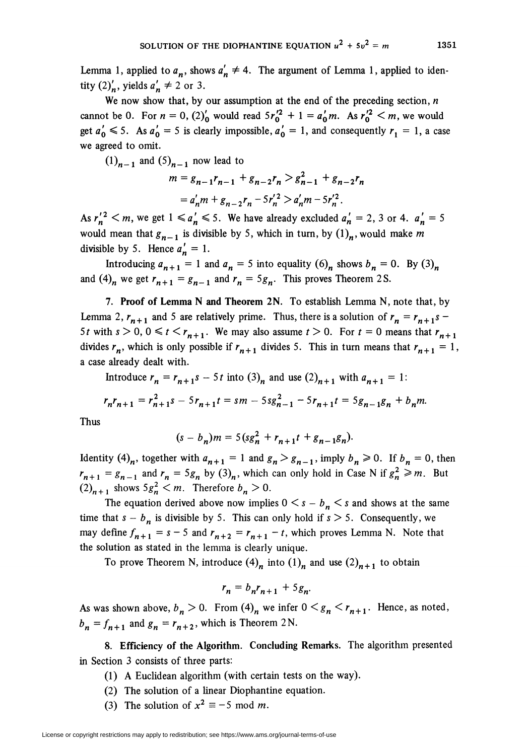Lemma 1, applied to $a_n$, shows $a'_n \neq 4$. The argument of Lemma 1, applied to identity $(2)'_n$, yields $a'_n \neq 2$ or 3.

We now show that, by our assumption at the end of the preceding section, $n$ cannot be 0. For $n = 0$, $(2)'_0$ would read $5r_0'^2 + 1 = a'_0 m$. As $r_0'^2 < m$, we would get $a'_0 \leqslant 5$. As $a'_0 = 5$ is clearly impossible, $a'_0 = 1$, and consequently $r_1 = 1$, a case we agreed to omit.

$(1)_{n-1}$ and $(5)_{n-1}$ now lead to

$$m = g_{n-1}r_{n-1} + g_{n-2}r_n > g_{n-1}^2 + g_{n-2}r_n$$
$$= a'_n m + g_{n-2}r_n - 5r_n'^2 > a'_n m - 5r_n'^2.$$

As $r_n'^2 < m$, we get $1 \leqslant a'_n \leqslant 5$. We have already excluded $a'_n = 2, 3$ or 4. $a'_n = 5$ would mean that $g_{n-1}$ is divisible by 5, which in turn, by $(1)_n$, would make $m$ divisible by 5. Hence $a'_n = 1$.

Introducing $a_{n+1} = 1$ and $a_n = 5$ into equality $(6)_n$ shows $b_n = 0$. By $(3)_n$ and $(4)_n$ we get $r_{n+1} = g_{n-1}$ and $r_n = 5g_n$. This proves Theorem 2S.

**7. Proof of Lemma N and Theorem 2N.** To establish Lemma N, note that, by Lemma 2, $r_{n+1}$ and 5 are relatively prime. Thus, there is a solution of $r_n = r_{n+1}s - 5t$ with $s > 0$, $0 \leqslant t < r_{n+1}$. We may also assume $t > 0$. For $t = 0$ means that $r_{n+1}$ divides $r_n$, which is only possible if $r_{n+1}$ divides 5. This in turn means that $r_{n+1} = 1$, a case already dealt with.

Introduce $r_n = r_{n+1}s - 5t$ into $(3)_n$ and use $(2)_{n+1}$ with $a_{n+1} = 1$:

$$r_n r_{n+1} = r_{n+1}^2 s - 5r_{n+1}t = sm - 5sg_{n-1}^2 - 5r_{n+1}t = 5g_{n-1}g_n + b_n m.$$

Thus

$$(s - b_n)m = 5(sg_n^2 + r_{n+1}t + g_{n-1}g_n).$$

Identity $(4)_n$, together with $a_{n+1} = 1$ and $g_n > g_{n-1}$, imply $b_n \geqslant 0$. If $b_n = 0$, then $r_{n+1} = g_{n-1}$ and $r_n = 5g_n$ by $(3)_n$, which can only hold in Case N if $g_n^2 \geqslant m$. But $(2)_{n+1}$ shows $5g_n^2 < m$. Therefore $b_n > 0$.

The equation derived above now implies $0 < s - b_n < s$ and shows at the same time that $s - b_n$ is divisible by 5. This can only hold if $s > 5$. Consequently, we may define $f_{n+1} = s - 5$ and $r_{n+2} = r_{n+1} - t$, which proves Lemma N. Note that the solution as stated in the lemma is clearly unique.

To prove Theorem N, introduce $(4)_n$ into $(1)_n$ and use $(2)_{n+1}$ to obtain

$$r_n = b_n r_{n+1} + 5g_n.$$

As was shown above, $b_n > 0$. From $(4)_n$ we infer $0 < g_n < r_{n+1}$. Hence, as noted, $b_n = f_{n+1}$ and $g_n = r_{n+2}$, which is Theorem 2N.

**8. Efficiency of the Algorithm. Concluding Remarks.** The algorithm presented in Section 3 consists of three parts:

(1) A Euclidean algorithm (with certain tests on the way).

(2) The solution of a linear Diophantine equation.

(3) The solution of $x^2 \equiv -5 \bmod m$.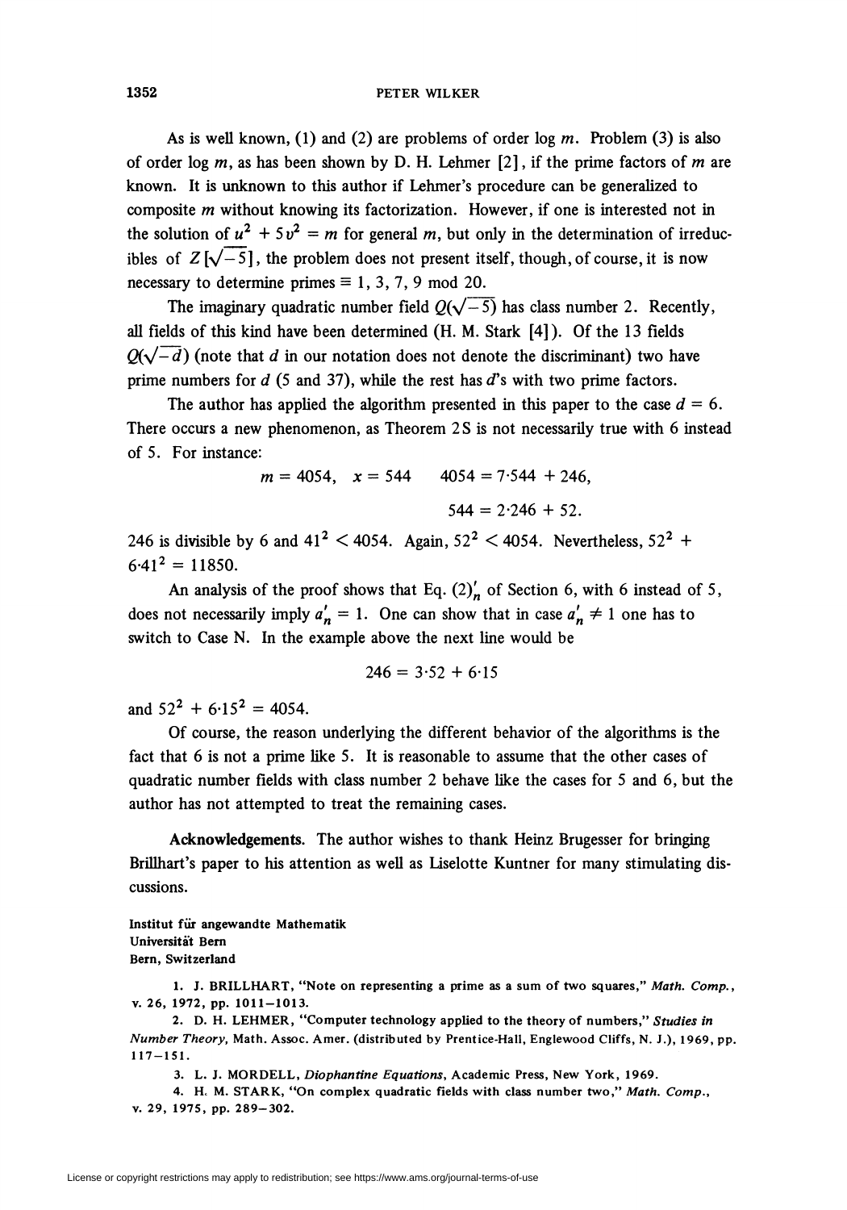As is well known, (1) and (2) are problems of order $\log m$. Problem (3) is also of order $\log m$, as has been shown by D. H. Lehmer [2], if the prime factors of $m$ are known. It is unknown to this author if Lehmer's procedure can be generalized to composite $m$ without knowing its factorization. However, if one is interested not in the solution of $u^2 + 5v^2 = m$ for general $m$, but only in the determination of irreducibles of $Z[\sqrt{-5}]$, the problem does not present itself, though, of course, it is now necessary to determine primes $\equiv 1, 3, 7, 9 \bmod 20$.

The imaginary quadratic number field $Q(\sqrt{-5})$ has class number 2. Recently, all fields of this kind have been determined (H. M. Stark [4]). Of the 13 fields $Q(\sqrt{-d})$ (note that $d$ in our notation does not denote the discriminant) two have prime numbers for $d$ (5 and 37), while the rest has $d$'s with two prime factors.

The author has applied the algorithm presented in this paper to the case $d = 6$. There occurs a new phenomenon, as Theorem 2S is not necessarily true with 6 instead of 5. For instance:

$$m = 4054, \quad x = 544 \qquad 4054 = 7\cdot 544 + 246,$$

$$544 = 2\cdot 246 + 52.$$

246 is divisible by 6 and $41^2 < 4054$. Again, $52^2 < 4054$. Nevertheless, $52^2 + 6\cdot 41^2 = 11850$.

An analysis of the proof shows that Eq. $(2)'_n$ of Section 6, with 6 instead of 5, does not necessarily imply $a'_n = 1$. One can show that in case $a'_n \neq 1$ one has to switch to Case N. In the example above the next line would be

$$246 = 3\cdot 52 + 6\cdot 15$$

and $52^2 + 6\cdot 15^2 = 4054$.

Of course, the reason underlying the different behavior of the algorithms is the fact that 6 is not a prime like 5. It is reasonable to assume that the other cases of quadratic number fields with class number 2 behave like the cases for 5 and 6, but the author has not attempted to treat the remaining cases.

**Acknowledgements.** The author wishes to thank Heinz Brugesser for bringing Brillhart's paper to his attention as well as Liselotte Kuntner for many stimulating discussions.

Institut für angewandte Mathematik
Universität Bern
Bern, Switzerland

1. J. BRILLHART, "Note on representing a prime as a sum of two squares," *Math. Comp.*, v. 26, 1972, pp. 1011–1013.

2. D. H. LEHMER, "Computer technology applied to the theory of numbers," *Studies in Number Theory*, Math. Assoc. Amer. (distributed by Prentice-Hall, Englewood Cliffs, N. J.), 1969, pp. 117–151.

3. L. J. MORDELL, *Diophantine Equations*, Academic Press, New York, 1969.

4. H. M. STARK, "On complex quadratic fields with class number two," *Math. Comp.*, v. 29, 1975, pp. 289–302.

License or copyright restrictions may apply to redistribution; see https://www.ams.org/journal-terms-of-use